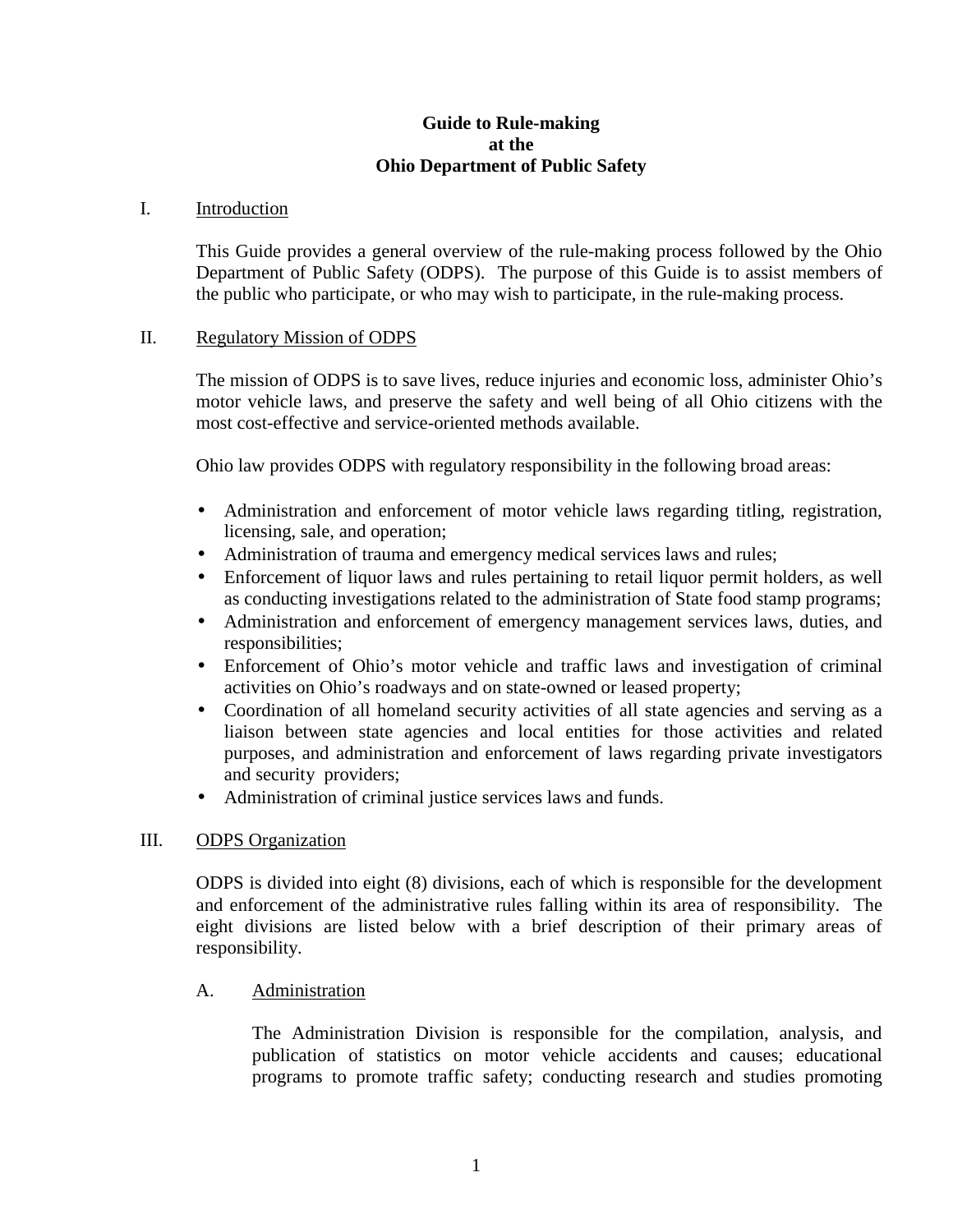# Guide to Rule-making at the Ohio Department of Public Safety

## I. Introduction

This Guide provides a general overview of the rule-making process followed by the Ohio Department of Public Safety (ODPS). The purpose of this Guide is to assist members of the public who participate, or who may wish to participate, in the rule-making process.

## II. Regulatory Mission of ODPS

The mission of ODPS is to save lives, reduce injuries and economic loss, administer Ohio's motor vehicle laws, and preserve the safety and well being of all Ohio citizens with the most cost-effective and service-oriented methods available.

Ohio law provides ODPS with regulatory responsibility in the following broad areas:

- Administration and enforcement of motor vehicle laws regarding titling, registration, licensing, sale, and operation;
- Administration of trauma and emergency medical services laws and rules;
- Enforcement of liquor laws and rules pertaining to retail liquor permit holders, as well as conducting investigations related to the administration of State food stamp programs;
- Administration and enforcement of emergency management services laws, duties, and responsibilities;
- Enforcement of Ohio's motor vehicle and traffic laws and investigation of criminal activities on Ohio's roadways and on state-owned or leased property;
- Coordination of all homeland security activities of all state agencies and serving as a liaison between state agencies and local entities for those activities and related purposes, and administration and enforcement of laws regarding private investigators and security providers;
- Administration of criminal justice services laws and funds.

## III. ODPS Organization

ODPS is divided into eight (8) divisions, each of which is responsible for the development and enforcement of the administrative rules falling within its area of responsibility. The eight divisions are listed below with a brief description of their primary areas of responsibility.

### A. Administration

The Administration Division is responsible for the compilation, analysis, and publication of statistics on motor vehicle accidents and causes; educational programs to promote traffic safety; conducting research and studies promoting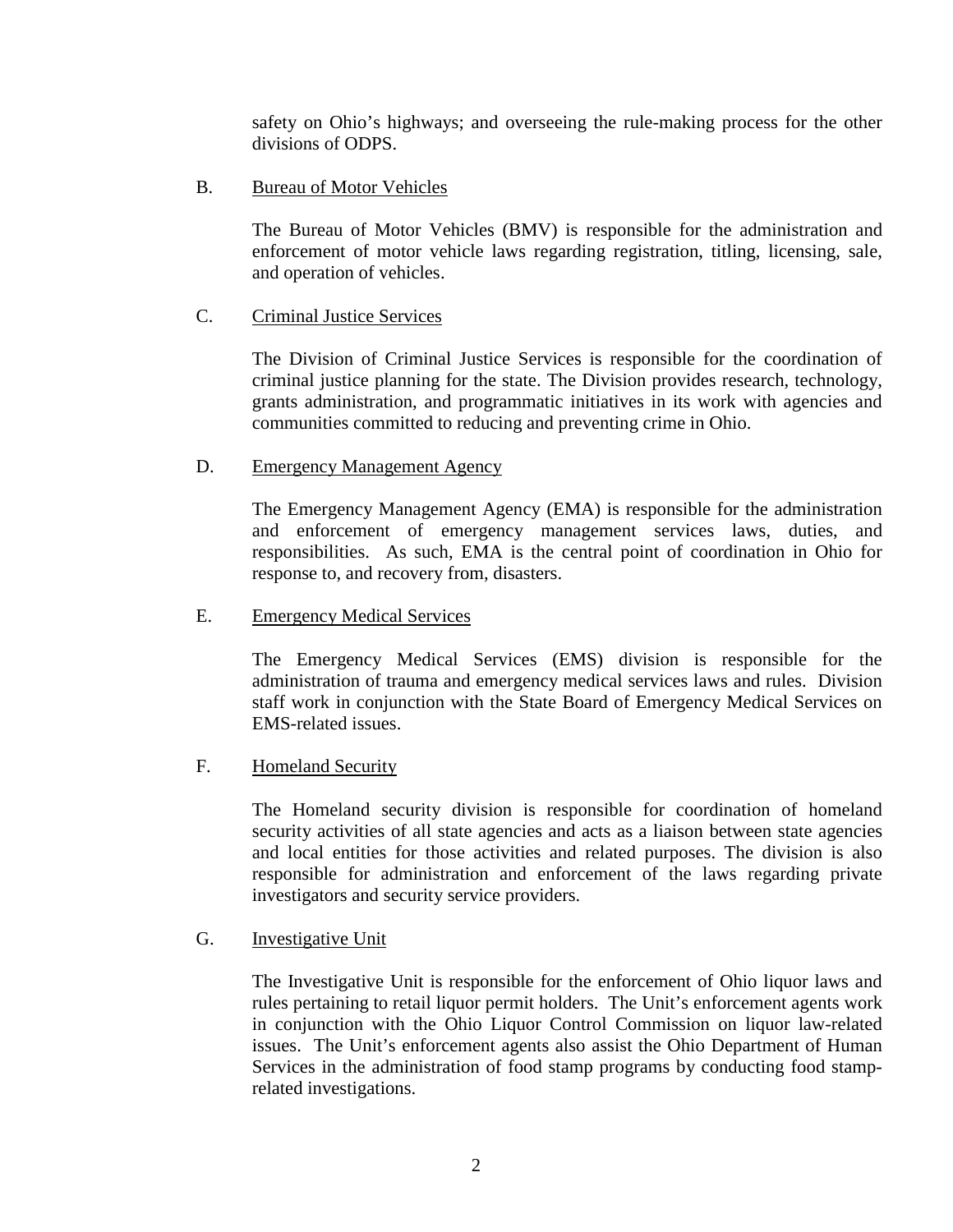safety on Ohio's highways; and overseeing the rule-making process for the other divisions of ODPS.

B. <u>Bureau of Motor Vehicles</u>

The Bureau of Motor Vehicles (BMV) is responsible for the administration and enforcement of motor vehicle laws regarding registration, titling, licensing, sale, and operation of vehicles.

C. <u>Criminal Justice Services</u>

The Division of Criminal Justice Services is responsible for the coordination of criminal justice planning for the state. The Division provides research, technology, grants administration, and programmatic initiatives in its work with agencies and communities committed to reducing and preventing crime in Ohio.

D. <u>Emergency Management Agency</u>

The Emergency Management Agency (EMA) is responsible for the administration and enforcement of emergency management services laws, duties, and responsibilities. As such, EMA is the central point of coordination in Ohio for response to, and recovery from, disasters.

E. <u>Emergency Medical Services</u>

The Emergency Medical Services (EMS) division is responsible for the administration of trauma and emergency medical services laws and rules. Division staff work in conjunction with the State Board of Emergency Medical Services on EMS-related issues.

F. <u>Homeland Security</u>

The Homeland security division is responsible for coordination of homeland security activities of all state agencies and acts as a liaison between state agencies and local entities for those activities and related purposes. The division is also responsible for administration and enforcement of the laws regarding private investigators and security service providers.

G. <u>Investigative Unit</u>

The Investigative Unit is responsible for the enforcement of Ohio liquor laws and rules pertaining to retail liquor permit holders. The Unit's enforcement agents work in conjunction with the Ohio Liquor Control Commission on liquor law-related issues. The Unit's enforcement agents also assist the Ohio Department of Human Services in the administration of food stamp programs by conducting food stamp-related investigations.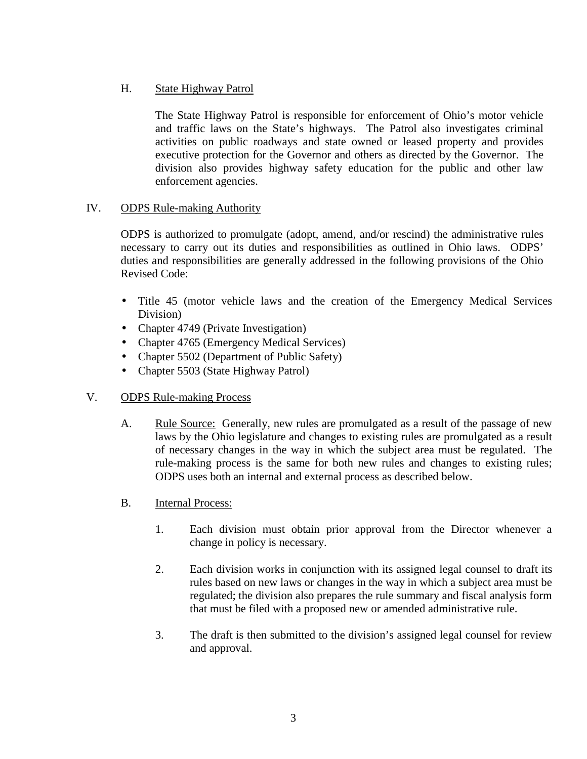### H. State Highway Patrol

The State Highway Patrol is responsible for enforcement of Ohio's motor vehicle and traffic laws on the State's highways. The Patrol also investigates criminal activities on public roadways and state owned or leased property and provides executive protection for the Governor and others as directed by the Governor. The division also provides highway safety education for the public and other law enforcement agencies.

## IV. ODPS Rule-making Authority

ODPS is authorized to promulgate (adopt, amend, and/or rescind) the administrative rules necessary to carry out its duties and responsibilities as outlined in Ohio laws. ODPS' duties and responsibilities are generally addressed in the following provisions of the Ohio Revised Code:

- Title 45 (motor vehicle laws and the creation of the Emergency Medical Services Division)
- Chapter 4749 (Private Investigation)
- Chapter 4765 (Emergency Medical Services)
- Chapter 5502 (Department of Public Safety)
- Chapter 5503 (State Highway Patrol)

## V. ODPS Rule-making Process

A. Rule Source: Generally, new rules are promulgated as a result of the passage of new laws by the Ohio legislature and changes to existing rules are promulgated as a result of necessary changes in the way in which the subject area must be regulated. The rule-making process is the same for both new rules and changes to existing rules; ODPS uses both an internal and external process as described below.

B. Internal Process:

1. Each division must obtain prior approval from the Director whenever a change in policy is necessary.

2. Each division works in conjunction with its assigned legal counsel to draft its rules based on new laws or changes in the way in which a subject area must be regulated; the division also prepares the rule summary and fiscal analysis form that must be filed with a proposed new or amended administrative rule.

3. The draft is then submitted to the division's assigned legal counsel for review and approval.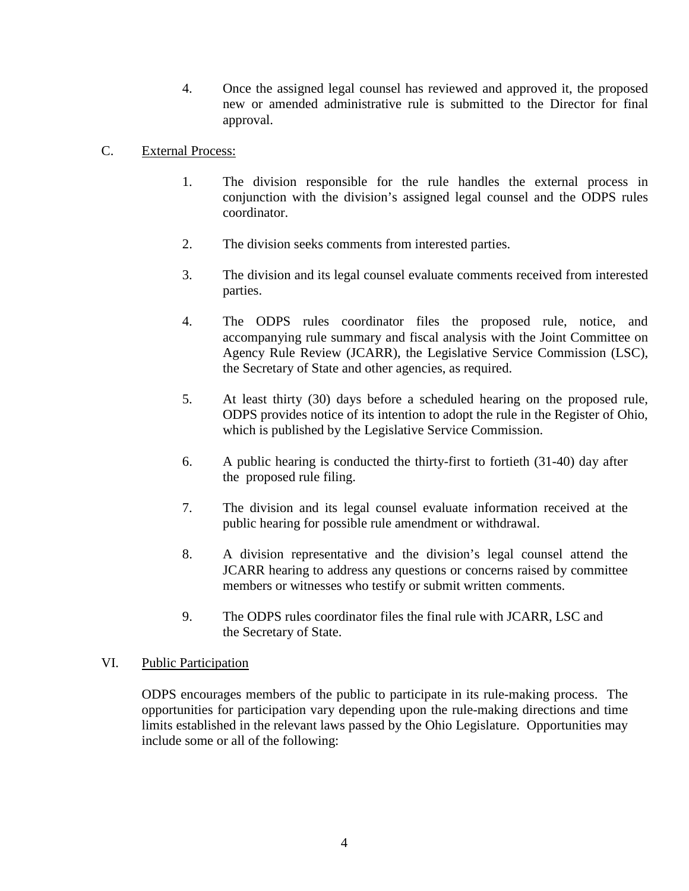4. Once the assigned legal counsel has reviewed and approved it, the proposed new or amended administrative rule is submitted to the Director for final approval.

C. External Process:

1. The division responsible for the rule handles the external process in conjunction with the division's assigned legal counsel and the ODPS rules coordinator.

2. The division seeks comments from interested parties.

3. The division and its legal counsel evaluate comments received from interested parties.

4. The ODPS rules coordinator files the proposed rule, notice, and accompanying rule summary and fiscal analysis with the Joint Committee on Agency Rule Review (JCARR), the Legislative Service Commission (LSC), the Secretary of State and other agencies, as required.

5. At least thirty (30) days before a scheduled hearing on the proposed rule, ODPS provides notice of its intention to adopt the rule in the Register of Ohio, which is published by the Legislative Service Commission.

6. A public hearing is conducted the thirty-first to fortieth (31-40) day after the proposed rule filing.

7. The division and its legal counsel evaluate information received at the public hearing for possible rule amendment or withdrawal.

8. A division representative and the division's legal counsel attend the JCARR hearing to address any questions or concerns raised by committee members or witnesses who testify or submit written comments.

9. The ODPS rules coordinator files the final rule with JCARR, LSC and the Secretary of State.

VI. Public Participation

ODPS encourages members of the public to participate in its rule-making process. The opportunities for participation vary depending upon the rule-making directions and time limits established in the relevant laws passed by the Ohio Legislature. Opportunities may include some or all of the following: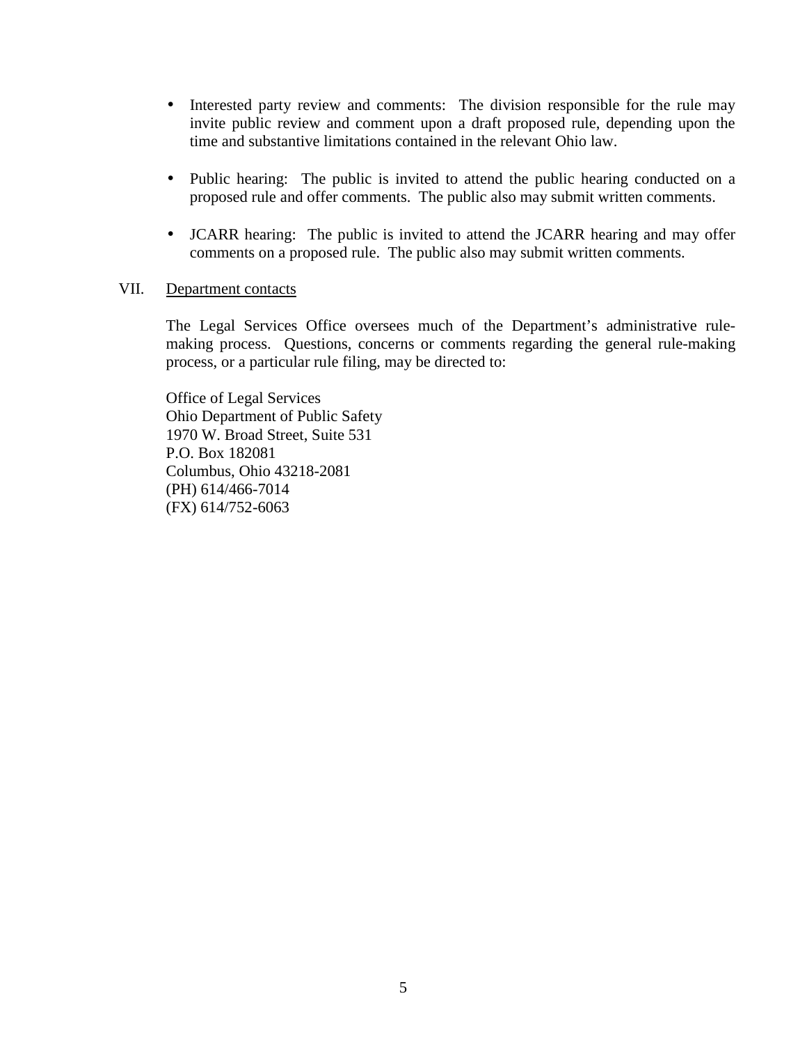- Interested party review and comments: The division responsible for the rule may invite public review and comment upon a draft proposed rule, depending upon the time and substantive limitations contained in the relevant Ohio law.

- Public hearing: The public is invited to attend the public hearing conducted on a proposed rule and offer comments. The public also may submit written comments.

- JCARR hearing: The public is invited to attend the JCARR hearing and may offer comments on a proposed rule. The public also may submit written comments.

VII. Department contacts

The Legal Services Office oversees much of the Department's administrative rule-making process. Questions, concerns or comments regarding the general rule-making process, or a particular rule filing, may be directed to:

Office of Legal Services
Ohio Department of Public Safety
1970 W. Broad Street, Suite 531
P.O. Box 182081
Columbus, Ohio 43218-2081
(PH) 614/466-7014
(FX) 614/752-6063